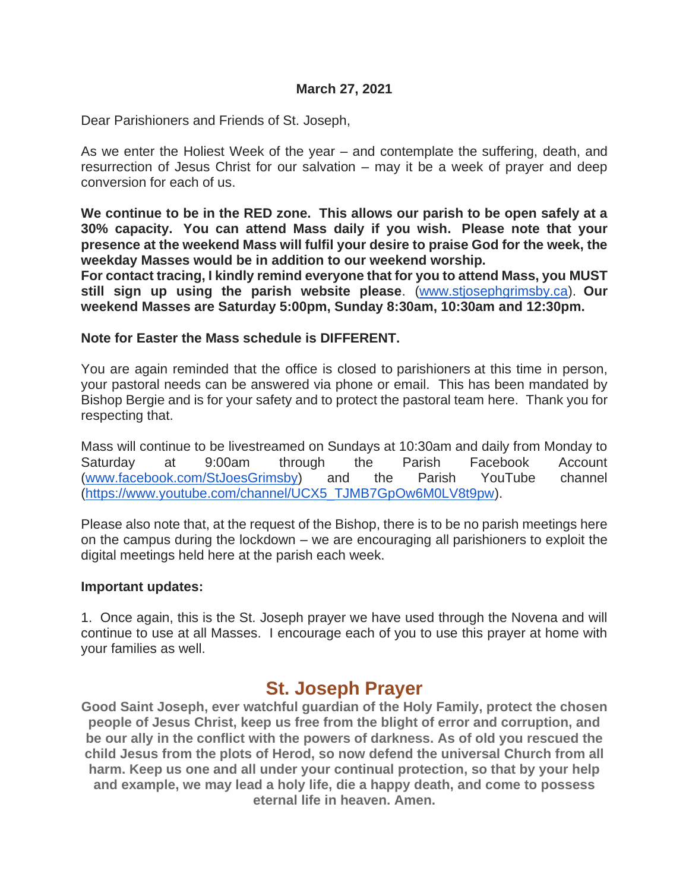**March 27, 2021**

Dear Parishioners and Friends of St. Joseph,

As we enter the Holiest Week of the year – and contemplate the suffering, death, and resurrection of Jesus Christ for our salvation – may it be a week of prayer and deep conversion for each of us.

**We continue to be in the RED zone. This allows our parish to be open safely at a 30% capacity. You can attend Mass daily if you wish. Please note that your presence at the weekend Mass will fulfil your desire to praise God for the week, the weekday Masses would be in addition to our weekend worship.**
**For contact tracing, I kindly remind everyone that for you to attend Mass, you MUST still sign up using the parish website please**. ([www.stjosephgrimsby.ca](www.stjosephgrimsby.ca)). **Our weekend Masses are Saturday 5:00pm, Sunday 8:30am, 10:30am and 12:30pm.**

**Note for Easter the Mass schedule is DIFFERENT.**

You are again reminded that the office is closed to parishioners at this time in person, your pastoral needs can be answered via phone or email. This has been mandated by Bishop Bergie and is for your safety and to protect the pastoral team here. Thank you for respecting that.

Mass will continue to be livestreamed on Sundays at 10:30am and daily from Monday to Saturday at 9:00am through the Parish Facebook Account ([www.facebook.com/StJoesGrimsby](www.facebook.com/StJoesGrimsby)) and the Parish YouTube channel ([https://www.youtube.com/channel/UCX5_TJMB7GpOw6M0LV8t9pw](https://www.youtube.com/channel/UCX5_TJMB7GpOw6M0LV8t9pw)).

Please also note that, at the request of the Bishop, there is to be no parish meetings here on the campus during the lockdown – we are encouraging all parishioners to exploit the digital meetings held here at the parish each week.

**Important updates:**

1. Once again, this is the St. Joseph prayer we have used through the Novena and will continue to use at all Masses. I encourage each of you to use this prayer at home with your families as well.

## St. Joseph Prayer

**Good Saint Joseph, ever watchful guardian of the Holy Family, protect the chosen people of Jesus Christ, keep us free from the blight of error and corruption, and be our ally in the conflict with the powers of darkness. As of old you rescued the child Jesus from the plots of Herod, so now defend the universal Church from all harm. Keep us one and all under your continual protection, so that by your help and example, we may lead a holy life, die a happy death, and come to possess eternal life in heaven. Amen.**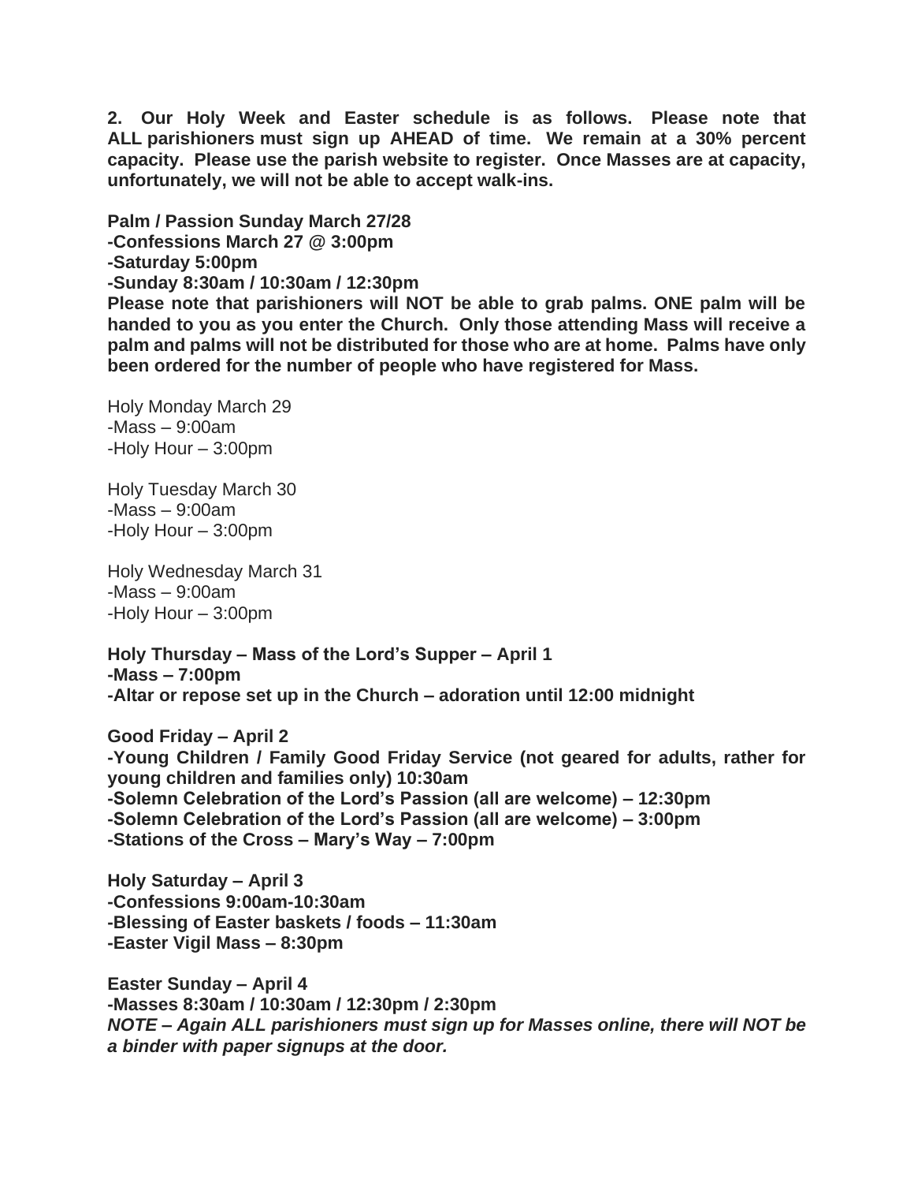**2. Our Holy Week and Easter schedule is as follows. Please note that ALL parishioners must sign up AHEAD of time. We remain at a 30% percent capacity. Please use the parish website to register. Once Masses are at capacity, unfortunately, we will not be able to accept walk-ins.**

**Palm / Passion Sunday March 27/28**
**-Confessions March 27 @ 3:00pm**
**-Saturday 5:00pm**
**-Sunday 8:30am / 10:30am / 12:30pm**
**Please note that parishioners will NOT be able to grab palms. ONE palm will be handed to you as you enter the Church. Only those attending Mass will receive a palm and palms will not be distributed for those who are at home. Palms have only been ordered for the number of people who have registered for Mass.**

Holy Monday March 29
-Mass – 9:00am
-Holy Hour – 3:00pm

Holy Tuesday March 30
-Mass – 9:00am
-Holy Hour – 3:00pm

Holy Wednesday March 31
-Mass – 9:00am
-Holy Hour – 3:00pm

**Holy Thursday – Mass of the Lord's Supper – April 1**
**-Mass – 7:00pm**
**-Altar or repose set up in the Church – adoration until 12:00 midnight**

**Good Friday – April 2**
**-Young Children / Family Good Friday Service (not geared for adults, rather for young children and families only) 10:30am**
**-Solemn Celebration of the Lord's Passion (all are welcome) – 12:30pm**
**-Solemn Celebration of the Lord's Passion (all are welcome) – 3:00pm**
**-Stations of the Cross – Mary's Way – 7:00pm**

**Holy Saturday – April 3**
**-Confessions 9:00am-10:30am**
**-Blessing of Easter baskets / foods – 11:30am**
**-Easter Vigil Mass – 8:30pm**

**Easter Sunday – April 4**
**-Masses 8:30am / 10:30am / 12:30pm / 2:30pm**
***NOTE – Again ALL parishioners must sign up for Masses online, there will NOT be a binder with paper signups at the door.***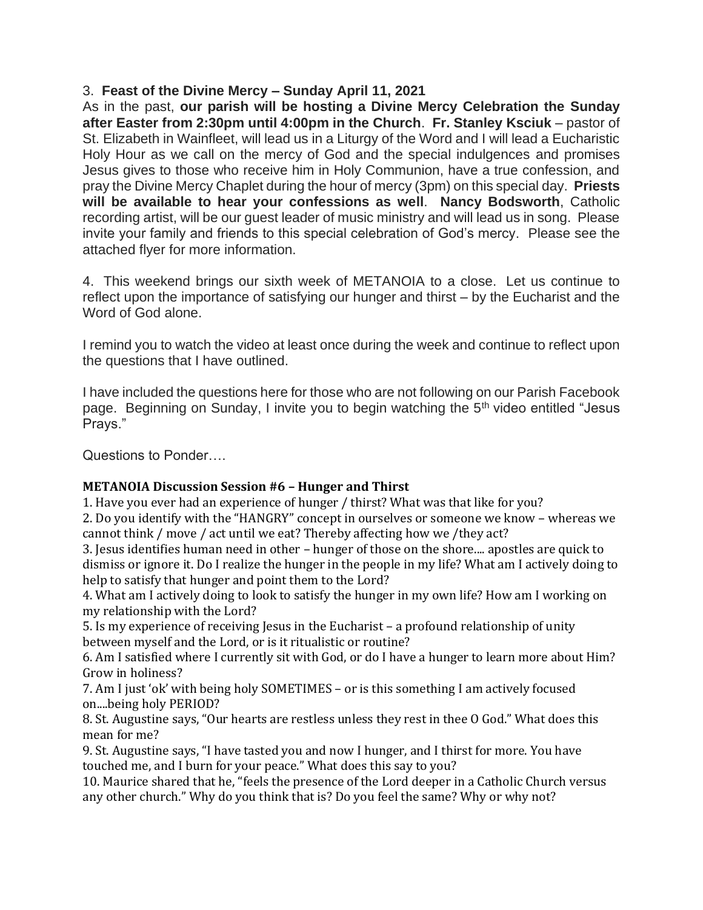3. **Feast of the Divine Mercy – Sunday April 11, 2021**

As in the past, **our parish will be hosting a Divine Mercy Celebration the Sunday after Easter from 2:30pm until 4:00pm in the Church**. **Fr. Stanley Ksciuk** – pastor of St. Elizabeth in Wainfleet, will lead us in a Liturgy of the Word and I will lead a Eucharistic Holy Hour as we call on the mercy of God and the special indulgences and promises Jesus gives to those who receive him in Holy Communion, have a true confession, and pray the Divine Mercy Chaplet during the hour of mercy (3pm) on this special day. **Priests will be available to hear your confessions as well**. **Nancy Bodsworth**, Catholic recording artist, will be our guest leader of music ministry and will lead us in song. Please invite your family and friends to this special celebration of God's mercy. Please see the attached flyer for more information.

4. This weekend brings our sixth week of METANOIA to a close. Let us continue to reflect upon the importance of satisfying our hunger and thirst – by the Eucharist and the Word of God alone.

I remind you to watch the video at least once during the week and continue to reflect upon the questions that I have outlined.

I have included the questions here for those who are not following on our Parish Facebook page. Beginning on Sunday, I invite you to begin watching the 5th video entitled "Jesus Prays."

Questions to Ponder….

**METANOIA Discussion Session #6 – Hunger and Thirst**

1. Have you ever had an experience of hunger / thirst? What was that like for you?
2. Do you identify with the "HANGRY" concept in ourselves or someone we know – whereas we cannot think / move / act until we eat? Thereby affecting how we /they act?
3. Jesus identifies human need in other – hunger of those on the shore.... apostles are quick to dismiss or ignore it. Do I realize the hunger in the people in my life? What am I actively doing to help to satisfy that hunger and point them to the Lord?
4. What am I actively doing to look to satisfy the hunger in my own life? How am I working on my relationship with the Lord?
5. Is my experience of receiving Jesus in the Eucharist – a profound relationship of unity between myself and the Lord, or is it ritualistic or routine?
6. Am I satisfied where I currently sit with God, or do I have a hunger to learn more about Him? Grow in holiness?
7. Am I just 'ok' with being holy SOMETIMES – or is this something I am actively focused on....being holy PERIOD?
8. St. Augustine says, "Our hearts are restless unless they rest in thee O God." What does this mean for me?
9. St. Augustine says, "I have tasted you and now I hunger, and I thirst for more. You have touched me, and I burn for your peace." What does this say to you?
10. Maurice shared that he, "feels the presence of the Lord deeper in a Catholic Church versus any other church." Why do you think that is? Do you feel the same? Why or why not?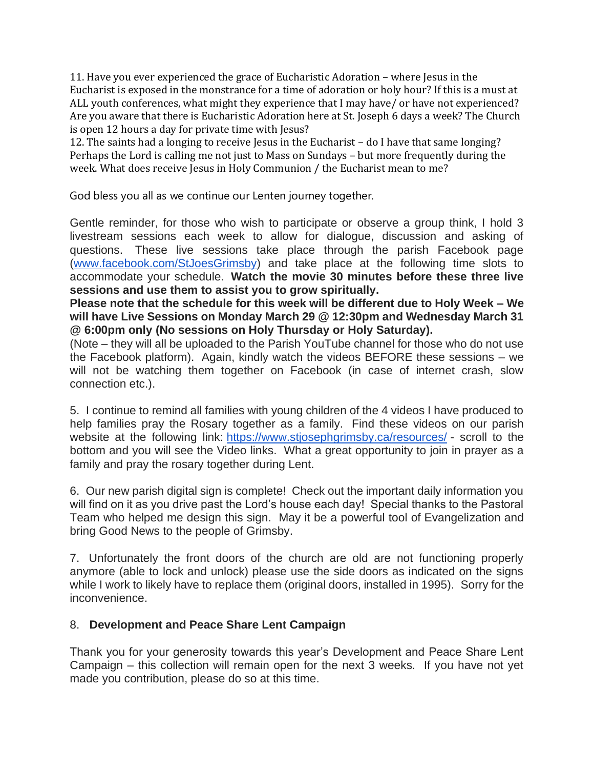11. Have you ever experienced the grace of Eucharistic Adoration – where Jesus in the Eucharist is exposed in the monstrance for a time of adoration or holy hour? If this is a must at ALL youth conferences, what might they experience that I may have/ or have not experienced? Are you aware that there is Eucharistic Adoration here at St. Joseph 6 days a week? The Church is open 12 hours a day for private time with Jesus?

12. The saints had a longing to receive Jesus in the Eucharist – do I have that same longing? Perhaps the Lord is calling me not just to Mass on Sundays – but more frequently during the week. What does receive Jesus in Holy Communion / the Eucharist mean to me?

God bless you all as we continue our Lenten journey together.

Gentle reminder, for those who wish to participate or observe a group think, I hold 3 livestream sessions each week to allow for dialogue, discussion and asking of questions. These live sessions take place through the parish Facebook page ([www.facebook.com/StJoesGrimsby](www.facebook.com/StJoesGrimsby)) and take place at the following time slots to accommodate your schedule. **Watch the movie 30 minutes before these three live sessions and use them to assist you to grow spiritually.**

**Please note that the schedule for this week will be different due to Holy Week – We will have Live Sessions on Monday March 29 @ 12:30pm and Wednesday March 31 @ 6:00pm only (No sessions on Holy Thursday or Holy Saturday).**

(Note – they will all be uploaded to the Parish YouTube channel for those who do not use the Facebook platform). Again, kindly watch the videos BEFORE these sessions – we will not be watching them together on Facebook (in case of internet crash, slow connection etc.).

5. I continue to remind all families with young children of the 4 videos I have produced to help families pray the Rosary together as a family. Find these videos on our parish website at the following link: [https://www.stjosephgrimsby.ca/resources/](https://www.stjosephgrimsby.ca/resources/) - scroll to the bottom and you will see the Video links. What a great opportunity to join in prayer as a family and pray the rosary together during Lent.

6. Our new parish digital sign is complete! Check out the important daily information you will find on it as you drive past the Lord's house each day! Special thanks to the Pastoral Team who helped me design this sign. May it be a powerful tool of Evangelization and bring Good News to the people of Grimsby.

7. Unfortunately the front doors of the church are old are not functioning properly anymore (able to lock and unlock) please use the side doors as indicated on the signs while I work to likely have to replace them (original doors, installed in 1995). Sorry for the inconvenience.

8. **Development and Peace Share Lent Campaign**

Thank you for your generosity towards this year's Development and Peace Share Lent Campaign – this collection will remain open for the next 3 weeks. If you have not yet made you contribution, please do so at this time.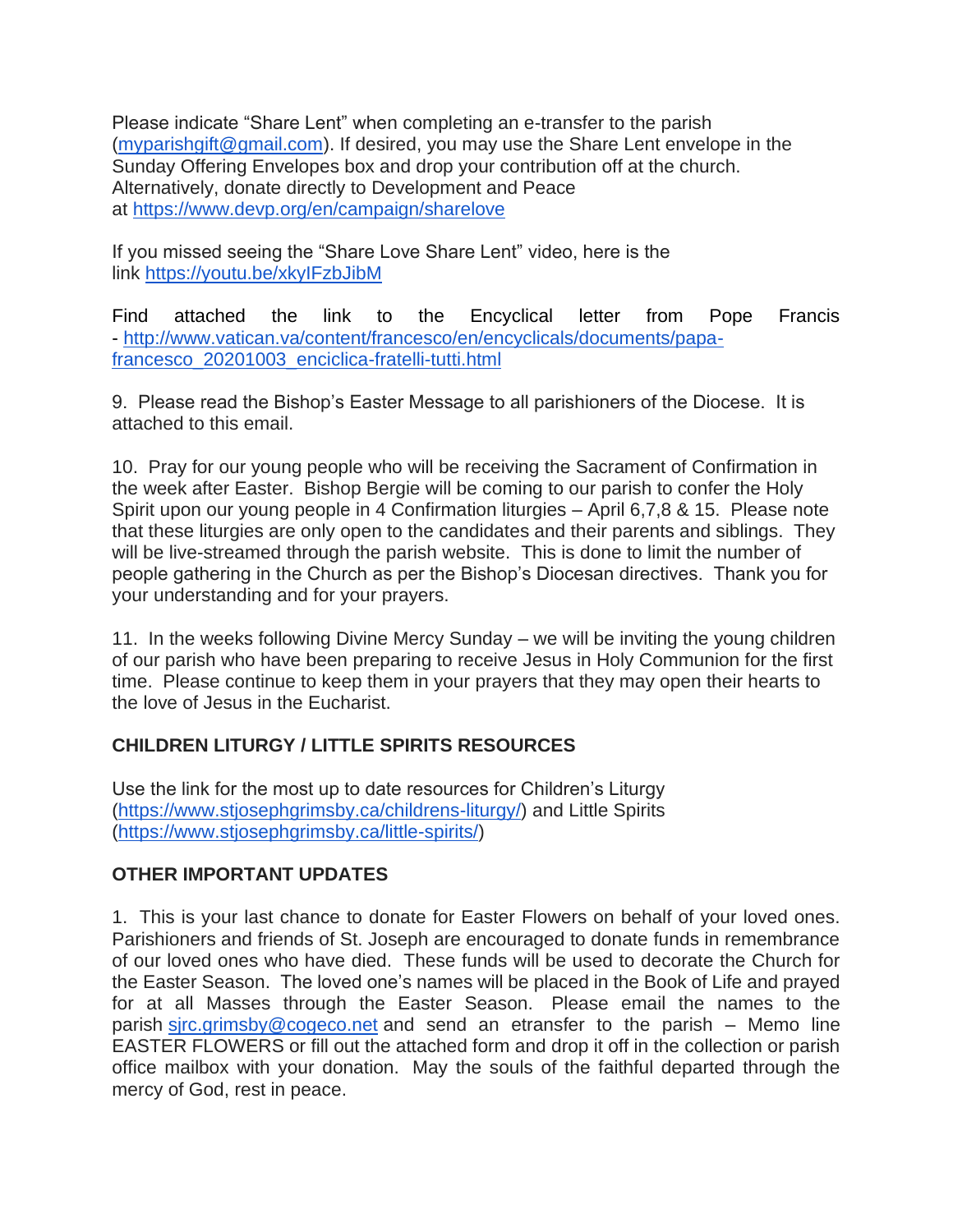Please indicate "Share Lent" when completing an e-transfer to the parish (myparishgift@gmail.com). If desired, you may use the Share Lent envelope in the Sunday Offering Envelopes box and drop your contribution off at the church. Alternatively, donate directly to Development and Peace at https://www.devp.org/en/campaign/sharelove

If you missed seeing the "Share Love Share Lent" video, here is the link https://youtu.be/xkyIFzbJibM

Find attached the link to the Encyclical letter from Pope Francis - http://www.vatican.va/content/francesco/en/encyclicals/documents/papa-francesco_20201003_enciclica-fratelli-tutti.html

9. Please read the Bishop's Easter Message to all parishioners of the Diocese. It is attached to this email.

10. Pray for our young people who will be receiving the Sacrament of Confirmation in the week after Easter. Bishop Bergie will be coming to our parish to confer the Holy Spirit upon our young people in 4 Confirmation liturgies – April 6,7,8 & 15. Please note that these liturgies are only open to the candidates and their parents and siblings. They will be live-streamed through the parish website. This is done to limit the number of people gathering in the Church as per the Bishop's Diocesan directives. Thank you for your understanding and for your prayers.

11. In the weeks following Divine Mercy Sunday – we will be inviting the young children of our parish who have been preparing to receive Jesus in Holy Communion for the first time. Please continue to keep them in your prayers that they may open their hearts to the love of Jesus in the Eucharist.

**CHILDREN LITURGY / LITTLE SPIRITS RESOURCES**

Use the link for the most up to date resources for Children's Liturgy (https://www.stjosephgrimsby.ca/childrens-liturgy/) and Little Spirits (https://www.stjosephgrimsby.ca/little-spirits/)

**OTHER IMPORTANT UPDATES**

1. This is your last chance to donate for Easter Flowers on behalf of your loved ones. Parishioners and friends of St. Joseph are encouraged to donate funds in remembrance of our loved ones who have died. These funds will be used to decorate the Church for the Easter Season. The loved one's names will be placed in the Book of Life and prayed for at all Masses through the Easter Season. Please email the names to the parish sjrc.grimsby@cogeco.net and send an etransfer to the parish – Memo line EASTER FLOWERS or fill out the attached form and drop it off in the collection or parish office mailbox with your donation. May the souls of the faithful departed through the mercy of God, rest in peace.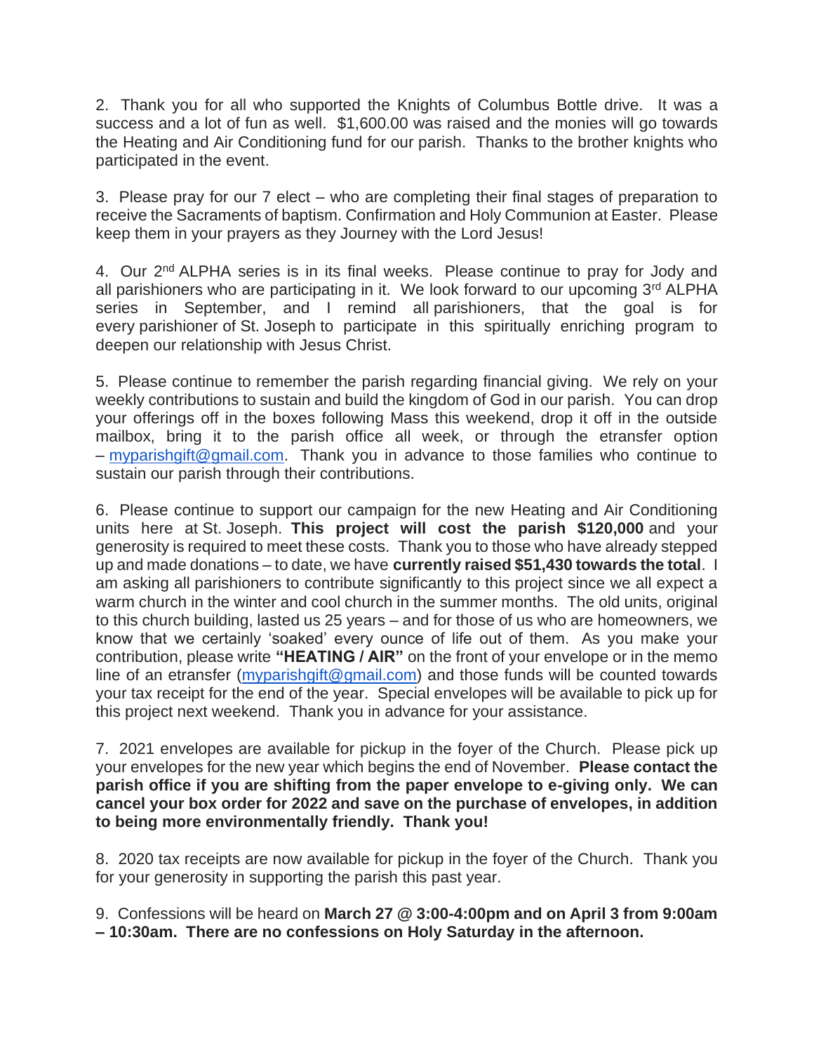2. Thank you for all who supported the Knights of Columbus Bottle drive. It was a success and a lot of fun as well. $1,600.00 was raised and the monies will go towards the Heating and Air Conditioning fund for our parish. Thanks to the brother knights who participated in the event.

3. Please pray for our 7 elect – who are completing their final stages of preparation to receive the Sacraments of baptism. Confirmation and Holy Communion at Easter. Please keep them in your prayers as they Journey with the Lord Jesus!

4. Our 2nd ALPHA series is in its final weeks. Please continue to pray for Jody and all parishioners who are participating in it. We look forward to our upcoming 3rd ALPHA series in September, and I remind all parishioners, that the goal is for every parishioner of St. Joseph to participate in this spiritually enriching program to deepen our relationship with Jesus Christ.

5. Please continue to remember the parish regarding financial giving. We rely on your weekly contributions to sustain and build the kingdom of God in our parish. You can drop your offerings off in the boxes following Mass this weekend, drop it off in the outside mailbox, bring it to the parish office all week, or through the etransfer option – myparishgift@gmail.com. Thank you in advance to those families who continue to sustain our parish through their contributions.

6. Please continue to support our campaign for the new Heating and Air Conditioning units here at St. Joseph. **This project will cost the parish $120,000** and your generosity is required to meet these costs. Thank you to those who have already stepped up and made donations – to date, we have **currently raised $51,430 towards the total**. I am asking all parishioners to contribute significantly to this project since we all expect a warm church in the winter and cool church in the summer months. The old units, original to this church building, lasted us 25 years – and for those of us who are homeowners, we know that we certainly 'soaked' every ounce of life out of them. As you make your contribution, please write **"HEATING / AIR"** on the front of your envelope or in the memo line of an etransfer (myparishgift@gmail.com) and those funds will be counted towards your tax receipt for the end of the year. Special envelopes will be available to pick up for this project next weekend. Thank you in advance for your assistance.

7. 2021 envelopes are available for pickup in the foyer of the Church. Please pick up your envelopes for the new year which begins the end of November. **Please contact the parish office if you are shifting from the paper envelope to e-giving only. We can cancel your box order for 2022 and save on the purchase of envelopes, in addition to being more environmentally friendly. Thank you!**

8. 2020 tax receipts are now available for pickup in the foyer of the Church. Thank you for your generosity in supporting the parish this past year.

9. Confessions will be heard on **March 27 @ 3:00-4:00pm and on April 3 from 9:00am – 10:30am. There are no confessions on Holy Saturday in the afternoon.**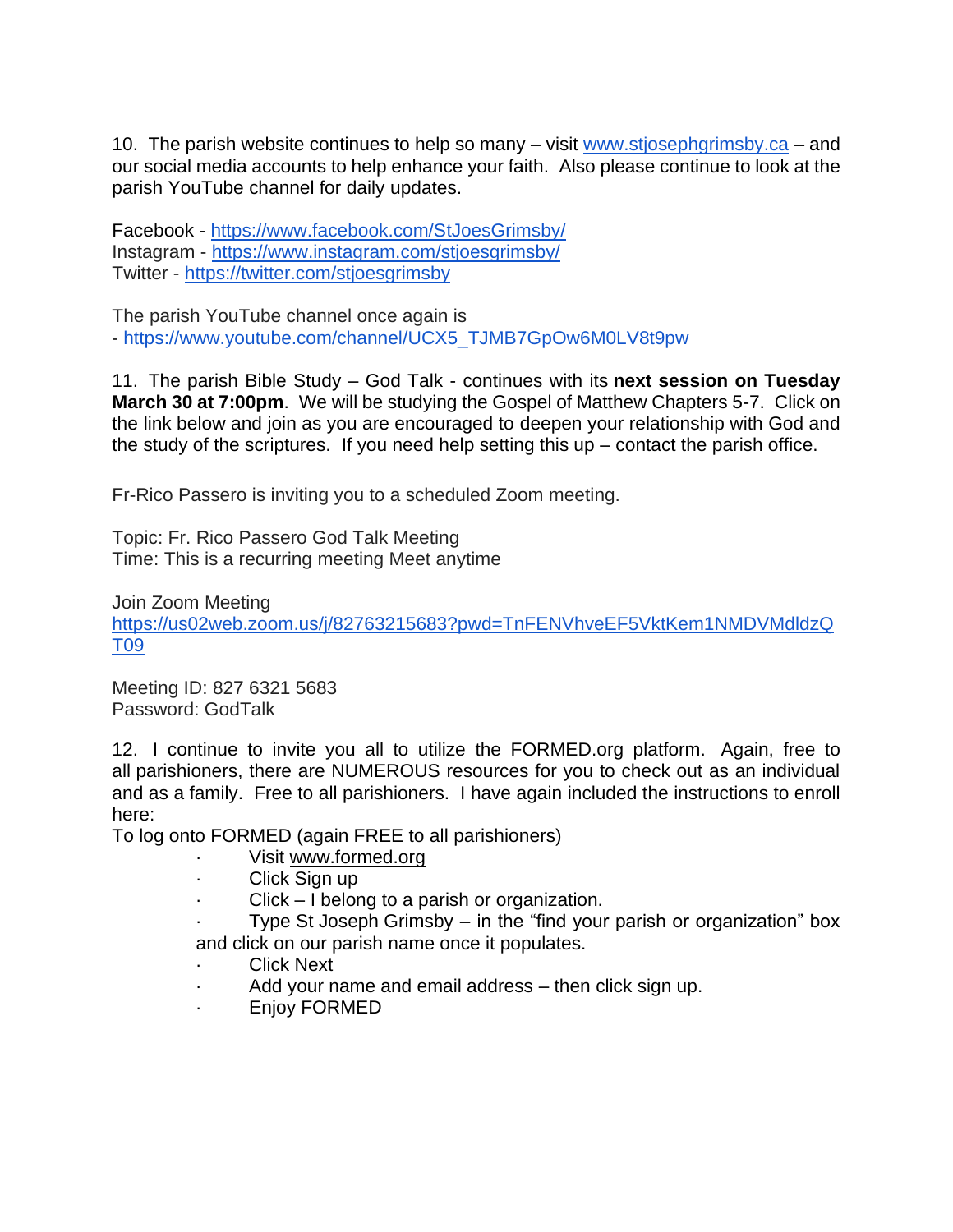10. The parish website continues to help so many – visit www.stjosephgrimsby.ca – and our social media accounts to help enhance your faith. Also please continue to look at the parish YouTube channel for daily updates.

Facebook - https://www.facebook.com/StJoesGrimsby/
Instagram - https://www.instagram.com/stjoesgrimsby/
Twitter - https://twitter.com/stjoesgrimsby

The parish YouTube channel once again is
- https://www.youtube.com/channel/UCX5_TJMB7GpOw6M0LV8t9pw

11. The parish Bible Study – God Talk - continues with its **next session on Tuesday March 30 at 7:00pm**. We will be studying the Gospel of Matthew Chapters 5-7. Click on the link below and join as you are encouraged to deepen your relationship with God and the study of the scriptures. If you need help setting this up – contact the parish office.

Fr-Rico Passero is inviting you to a scheduled Zoom meeting.

Topic: Fr. Rico Passero God Talk Meeting
Time: This is a recurring meeting Meet anytime

Join Zoom Meeting
https://us02web.zoom.us/j/82763215683?pwd=TnFENVhveEF5VktKem1NMDVMdldzQT09

Meeting ID: 827 6321 5683
Password: GodTalk

12. I continue to invite you all to utilize the FORMED.org platform. Again, free to all parishioners, there are NUMEROUS resources for you to check out as an individual and as a family. Free to all parishioners. I have again included the instructions to enroll here:

To log onto FORMED (again FREE to all parishioners)

- Visit www.formed.org
- Click Sign up
- Click – I belong to a parish or organization.
- Type St Joseph Grimsby – in the "find your parish or organization" box and click on our parish name once it populates.
- Click Next
- Add your name and email address – then click sign up.
- Enjoy FORMED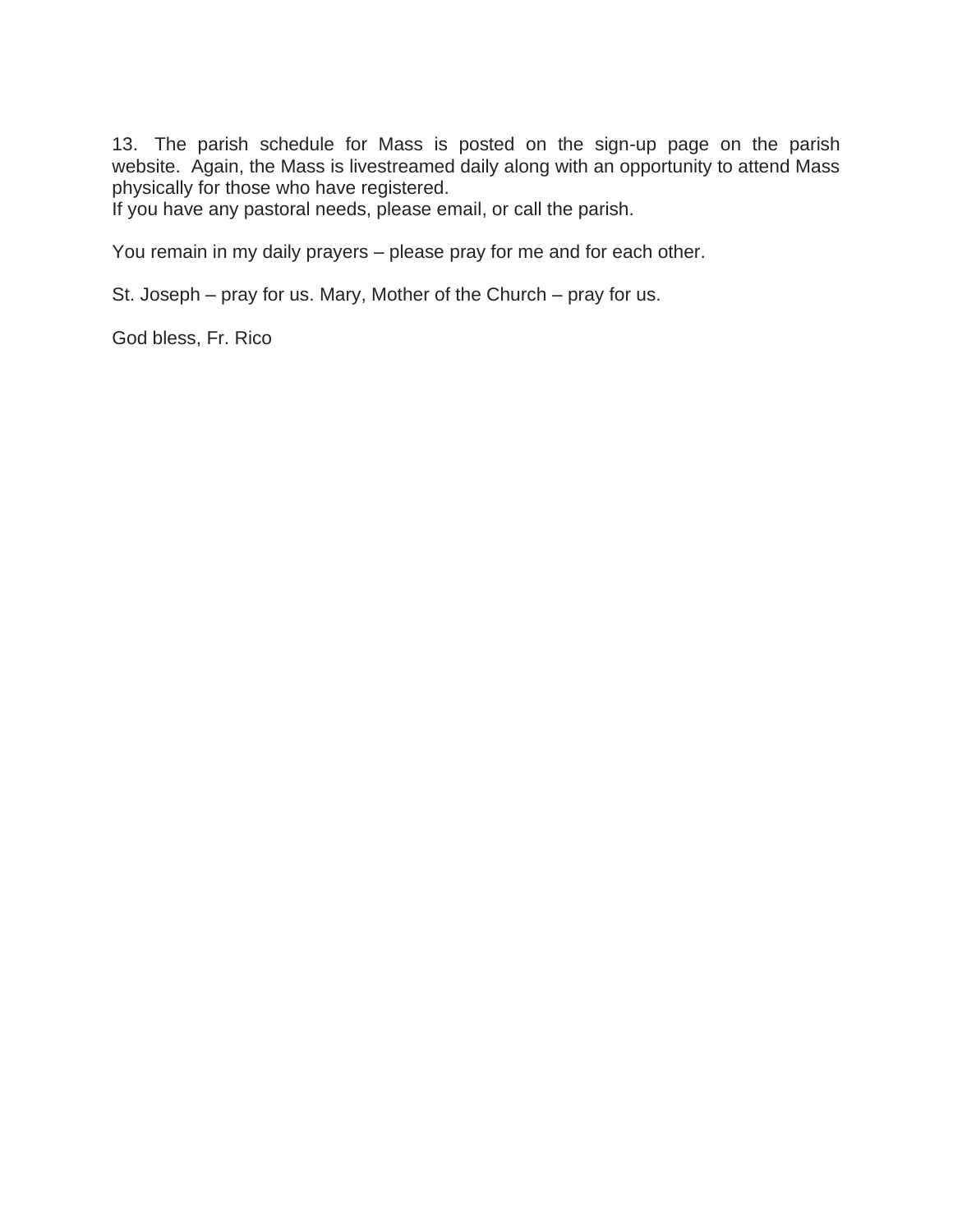13. The parish schedule for Mass is posted on the sign-up page on the parish website. Again, the Mass is livestreamed daily along with an opportunity to attend Mass physically for those who have registered.
If you have any pastoral needs, please email, or call the parish.

You remain in my daily prayers – please pray for me and for each other.

St. Joseph – pray for us. Mary, Mother of the Church – pray for us.

God bless, Fr. Rico